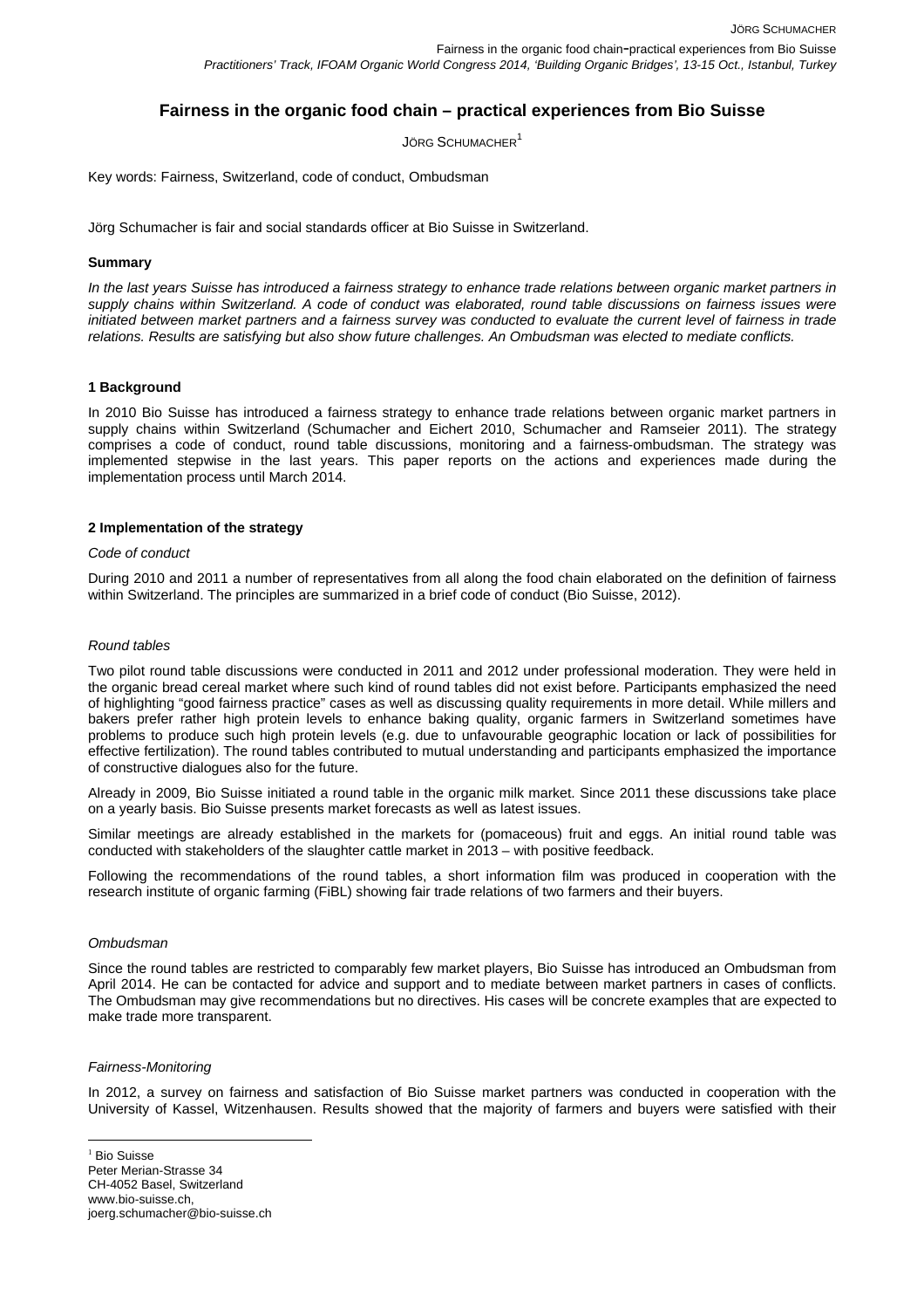# Fairness in the organic food chain – practical experiences from Bio Suisse

JÖRG SCHUMACHER[1]

Key words: Fairness, Switzerland, code of conduct, Ombudsman

Jörg Schumacher is fair and social standards officer at Bio Suisse in Switzerland.

### Summary

*In the last years Suisse has introduced a fairness strategy to enhance trade relations between organic market partners in supply chains within Switzerland. A code of conduct was elaborated, round table discussions on fairness issues were initiated between market partners and a fairness survey was conducted to evaluate the current level of fairness in trade relations. Results are satisfying but also show future challenges. An Ombudsman was elected to mediate conflicts.*

## 1 Background

In 2010 Bio Suisse has introduced a fairness strategy to enhance trade relations between organic market partners in supply chains within Switzerland (Schumacher and Eichert 2010, Schumacher and Ramseier 2011). The strategy comprises a code of conduct, round table discussions, monitoring and a fairness-ombudsman. The strategy was implemented stepwise in the last years. This paper reports on the actions and experiences made during the implementation process until March 2014.

## 2 Implementation of the strategy

*Code of conduct*

During 2010 and 2011 a number of representatives from all along the food chain elaborated on the definition of fairness within Switzerland. The principles are summarized in a brief code of conduct (Bio Suisse, 2012).

*Round tables*

Two pilot round table discussions were conducted in 2011 and 2012 under professional moderation. They were held in the organic bread cereal market where such kind of round tables did not exist before. Participants emphasized the need of highlighting "good fairness practice" cases as well as discussing quality requirements in more detail. While millers and bakers prefer rather high protein levels to enhance baking quality, organic farmers in Switzerland sometimes have problems to produce such high protein levels (e.g. due to unfavourable geographic location or lack of possibilities for effective fertilization). The round tables contributed to mutual understanding and participants emphasized the importance of constructive dialogues also for the future.

Already in 2009, Bio Suisse initiated a round table in the organic milk market. Since 2011 these discussions take place on a yearly basis. Bio Suisse presents market forecasts as well as latest issues.

Similar meetings are already established in the markets for (pomaceous) fruit and eggs. An initial round table was conducted with stakeholders of the slaughter cattle market in 2013 – with positive feedback.

Following the recommendations of the round tables, a short information film was produced in cooperation with the research institute of organic farming (FiBL) showing fair trade relations of two farmers and their buyers.

*Ombudsman*

Since the round tables are restricted to comparably few market players, Bio Suisse has introduced an Ombudsman from April 2014. He can be contacted for advice and support and to mediate between market partners in cases of conflicts. The Ombudsman may give recommendations but no directives. His cases will be concrete examples that are expected to make trade more transparent.

*Fairness-Monitoring*

In 2012, a survey on fairness and satisfaction of Bio Suisse market partners was conducted in cooperation with the University of Kassel, Witzenhausen. Results showed that the majority of farmers and buyers were satisfied with their

[1] Bio Suisse
Peter Merian-Strasse 34
CH-4052 Basel, Switzerland
www.bio-suisse.ch,
joerg.schumacher@bio-suisse.ch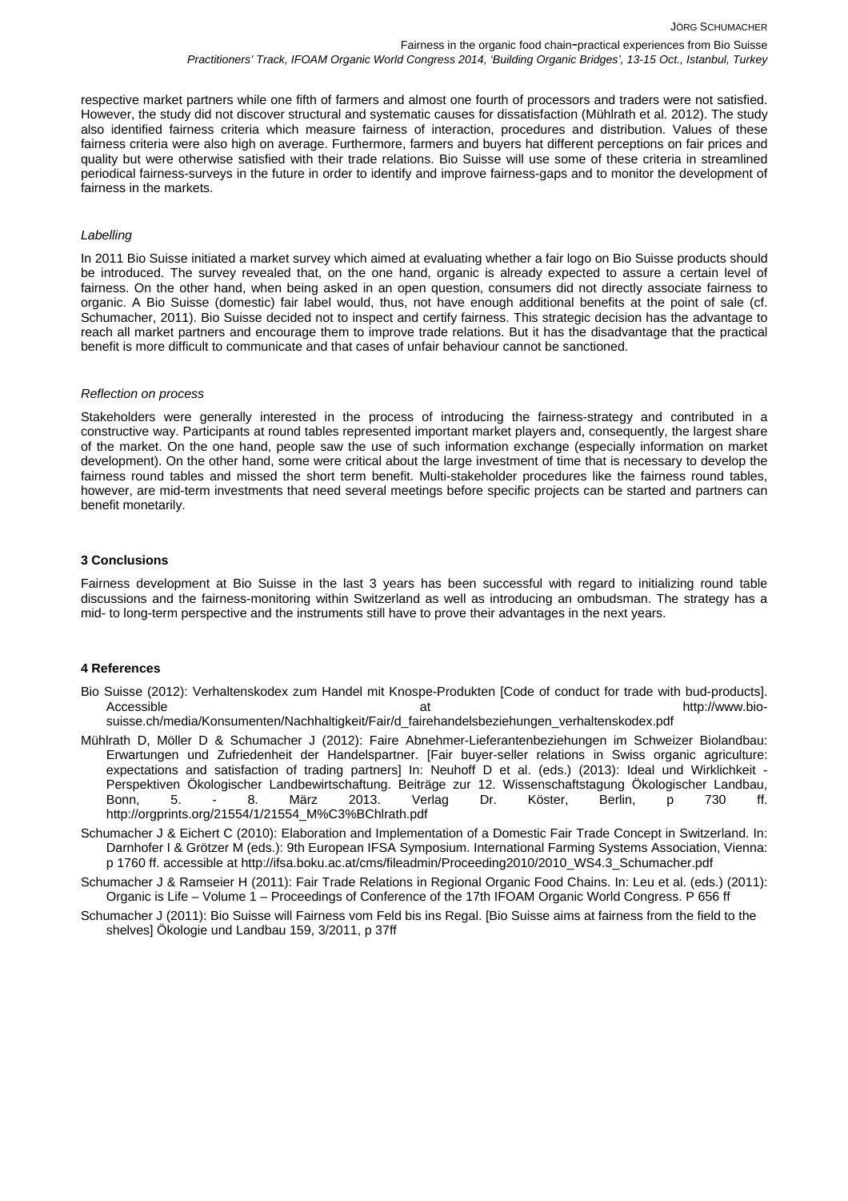respective market partners while one fifth of farmers and almost one fourth of processors and traders were not satisfied. However, the study did not discover structural and systematic causes for dissatisfaction (Mühlrath et al. 2012). The study also identified fairness criteria which measure fairness of interaction, procedures and distribution. Values of these fairness criteria were also high on average. Furthermore, farmers and buyers hat different perceptions on fair prices and quality but were otherwise satisfied with their trade relations. Bio Suisse will use some of these criteria in streamlined periodical fairness-surveys in the future in order to identify and improve fairness-gaps and to monitor the development of fairness in the markets.

*Labelling*

In 2011 Bio Suisse initiated a market survey which aimed at evaluating whether a fair logo on Bio Suisse products should be introduced. The survey revealed that, on the one hand, organic is already expected to assure a certain level of fairness. On the other hand, when being asked in an open question, consumers did not directly associate fairness to organic. A Bio Suisse (domestic) fair label would, thus, not have enough additional benefits at the point of sale (cf. Schumacher, 2011). Bio Suisse decided not to inspect and certify fairness. This strategic decision has the advantage to reach all market partners and encourage them to improve trade relations. But it has the disadvantage that the practical benefit is more difficult to communicate and that cases of unfair behaviour cannot be sanctioned.

*Reflection on process*

Stakeholders were generally interested in the process of introducing the fairness-strategy and contributed in a constructive way. Participants at round tables represented important market players and, consequently, the largest share of the market. On the one hand, people saw the use of such information exchange (especially information on market development). On the other hand, some were critical about the large investment of time that is necessary to develop the fairness round tables and missed the short term benefit. Multi-stakeholder procedures like the fairness round tables, however, are mid-term investments that need several meetings before specific projects can be started and partners can benefit monetarily.

## 3 Conclusions

Fairness development at Bio Suisse in the last 3 years has been successful with regard to initializing round table discussions and the fairness-monitoring within Switzerland as well as introducing an ombudsman. The strategy has a mid- to long-term perspective and the instruments still have to prove their advantages in the next years.

## 4 References

Bio Suisse (2012): Verhaltenskodex zum Handel mit Knospe-Produkten [Code of conduct for trade with bud-products]. Accessible at http://www.bio-suisse.ch/media/Konsumenten/Nachhaltigkeit/Fair/d_fairehandelsbeziehungen_verhaltenskodex.pdf

Mühlrath D, Möller D & Schumacher J (2012): Faire Abnehmer-Lieferantenbeziehungen im Schweizer Biolandbau: Erwartungen und Zufriedenheit der Handelspartner. [Fair buyer-seller relations in Swiss organic agriculture: expectations and satisfaction of trading partners] In: Neuhoff D et al. (eds.) (2013): Ideal und Wirklichkeit - Perspektiven Ökologischer Landbewirtschaftung. Beiträge zur 12. Wissenschaftstagung Ökologischer Landbau, Bonn, 5. - 8. März 2013. Verlag Dr. Köster, Berlin, p 730 ff. http://orgprints.org/21554/1/21554_M%C3%BChlrath.pdf

Schumacher J & Eichert C (2010): Elaboration and Implementation of a Domestic Fair Trade Concept in Switzerland. In: Darnhofer I & Grötzer M (eds.): 9th European IFSA Symposium. International Farming Systems Association, Vienna: p 1760 ff. accessible at http://ifsa.boku.ac.at/cms/fileadmin/Proceeding2010/2010_WS4.3_Schumacher.pdf

Schumacher J & Ramseier H (2011): Fair Trade Relations in Regional Organic Food Chains. In: Leu et al. (eds.) (2011): Organic is Life – Volume 1 – Proceedings of Conference of the 17th IFOAM Organic World Congress. P 656 ff

Schumacher J (2011): Bio Suisse will Fairness vom Feld bis ins Regal. [Bio Suisse aims at fairness from the field to the shelves] Ökologie und Landbau 159, 3/2011, p 37ff